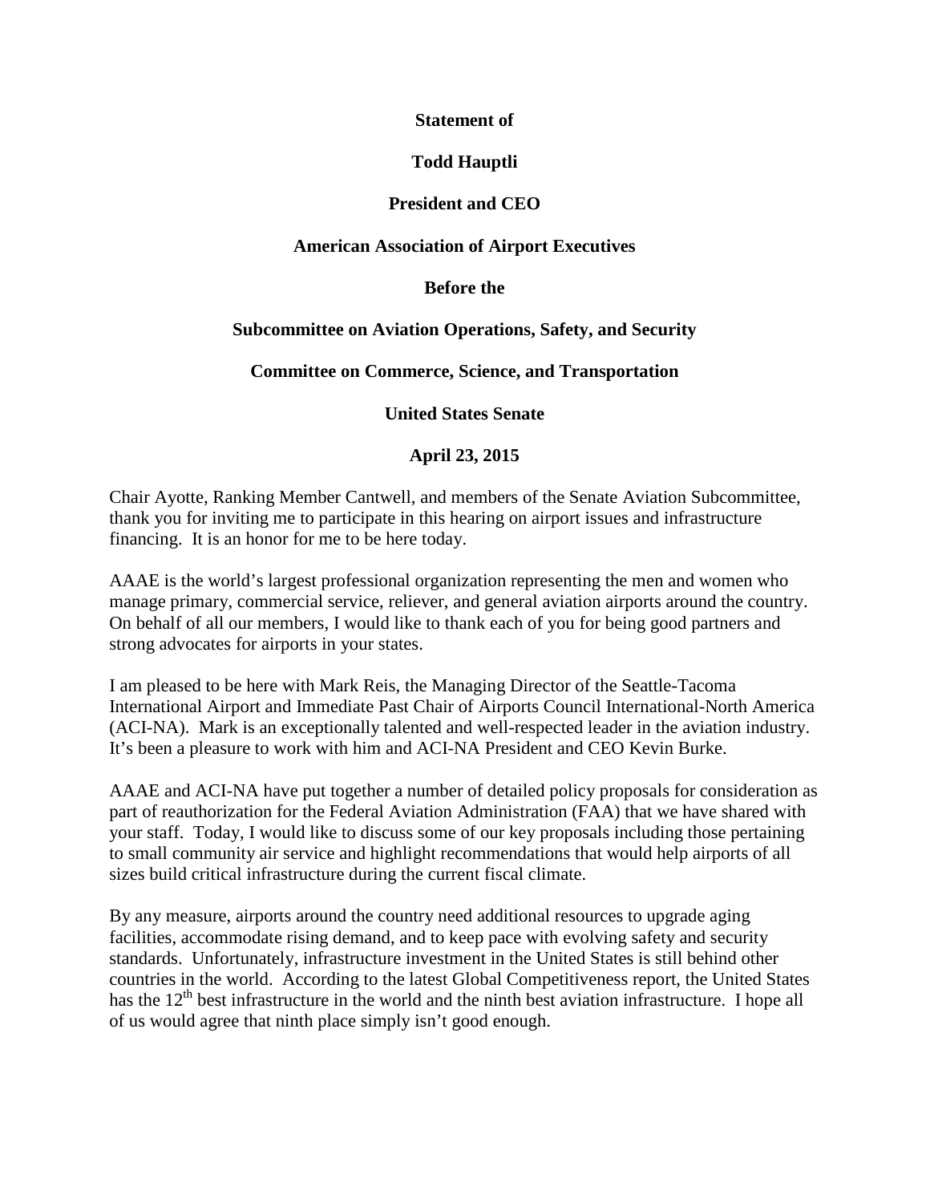**Statement of**

**Todd Hauptli**

**President and CEO**

**American Association of Airport Executives**

**Before the**

**Subcommittee on Aviation Operations, Safety, and Security**

**Committee on Commerce, Science, and Transportation**

**United States Senate**

**April 23, 2015**

Chair Ayotte, Ranking Member Cantwell, and members of the Senate Aviation Subcommittee, thank you for inviting me to participate in this hearing on airport issues and infrastructure financing. It is an honor for me to be here today.

AAAE is the world's largest professional organization representing the men and women who manage primary, commercial service, reliever, and general aviation airports around the country. On behalf of all our members, I would like to thank each of you for being good partners and strong advocates for airports in your states.

I am pleased to be here with Mark Reis, the Managing Director of the Seattle-Tacoma International Airport and Immediate Past Chair of Airports Council International-North America (ACI-NA). Mark is an exceptionally talented and well-respected leader in the aviation industry. It's been a pleasure to work with him and ACI-NA President and CEO Kevin Burke.

AAAE and ACI-NA have put together a number of detailed policy proposals for consideration as part of reauthorization for the Federal Aviation Administration (FAA) that we have shared with your staff. Today, I would like to discuss some of our key proposals including those pertaining to small community air service and highlight recommendations that would help airports of all sizes build critical infrastructure during the current fiscal climate.

By any measure, airports around the country need additional resources to upgrade aging facilities, accommodate rising demand, and to keep pace with evolving safety and security standards. Unfortunately, infrastructure investment in the United States is still behind other countries in the world. According to the latest Global Competitiveness report, the United States has the 12th best infrastructure in the world and the ninth best aviation infrastructure. I hope all of us would agree that ninth place simply isn't good enough.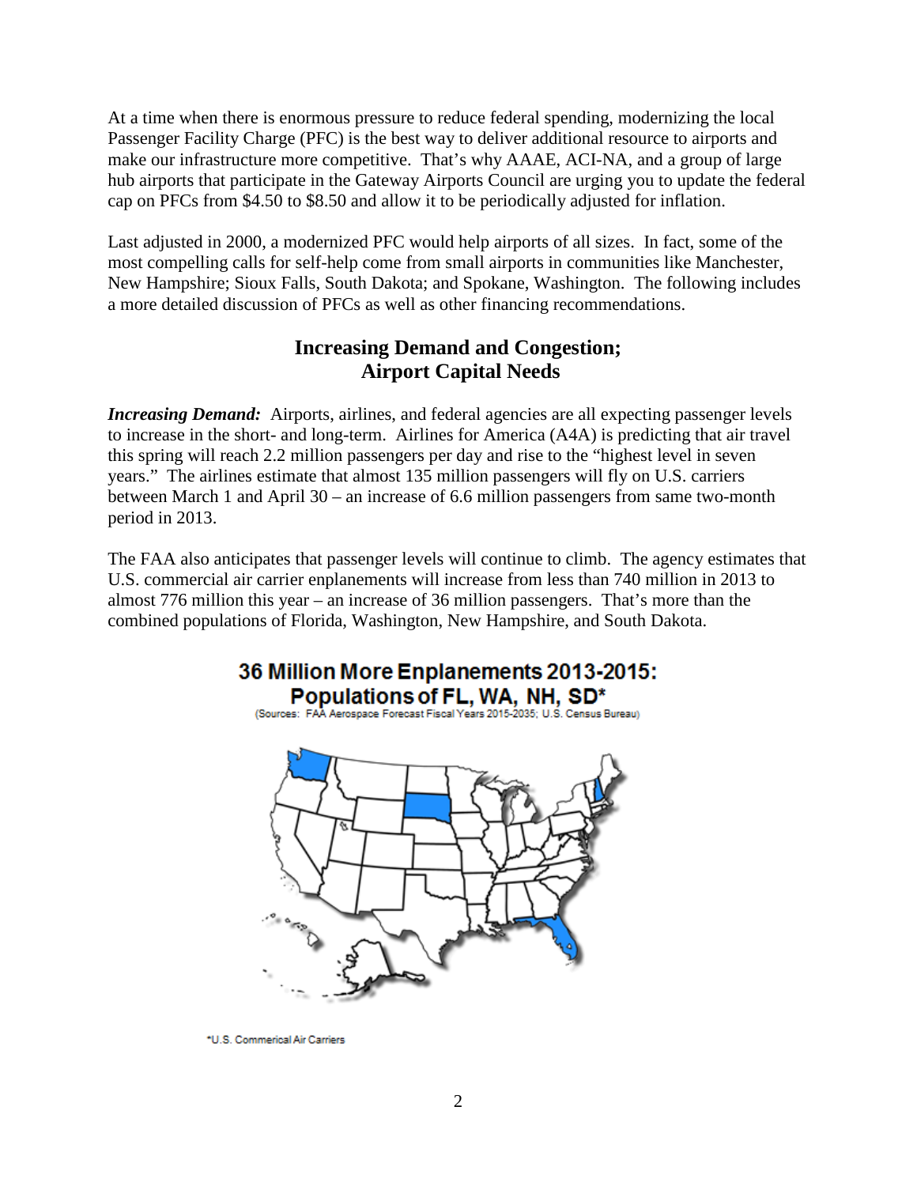At a time when there is enormous pressure to reduce federal spending, modernizing the local Passenger Facility Charge (PFC) is the best way to deliver additional resource to airports and make our infrastructure more competitive. That's why AAAE, ACI-NA, and a group of large hub airports that participate in the Gateway Airports Council are urging you to update the federal cap on PFCs from $4.50 to $8.50 and allow it to be periodically adjusted for inflation.

Last adjusted in 2000, a modernized PFC would help airports of all sizes. In fact, some of the most compelling calls for self-help come from small airports in communities like Manchester, New Hampshire; Sioux Falls, South Dakota; and Spokane, Washington. The following includes a more detailed discussion of PFCs as well as other financing recommendations.

## Increasing Demand and Congestion; Airport Capital Needs

***Increasing Demand:*** Airports, airlines, and federal agencies are all expecting passenger levels to increase in the short- and long-term. Airlines for America (A4A) is predicting that air travel this spring will reach 2.2 million passengers per day and rise to the "highest level in seven years." The airlines estimate that almost 135 million passengers will fly on U.S. carriers between March 1 and April 30 – an increase of 6.6 million passengers from same two-month period in 2013.

The FAA also anticipates that passenger levels will continue to climb. The agency estimates that U.S. commercial air carrier enplanements will increase from less than 740 million in 2013 to almost 776 million this year – an increase of 36 million passengers. That's more than the combined populations of Florida, Washington, New Hampshire, and South Dakota.

**36 Million More Enplanements 2013-2015: Populations of FL, WA, NH, SD***

(Sources: FAA Aerospace Forecast Fiscal Years 2015-2035; U.S. Census Bureau)

*U.S. Commerical Air Carriers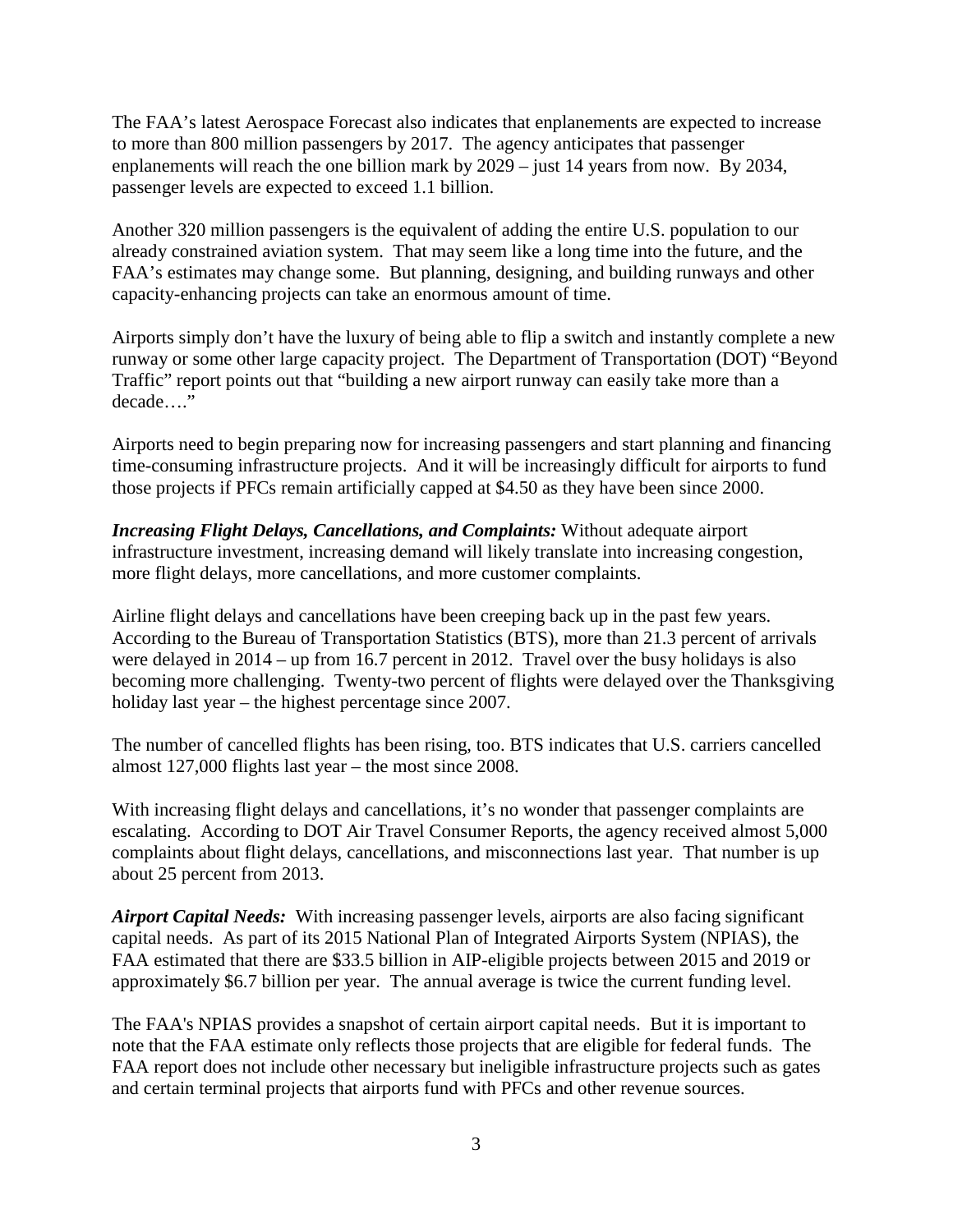The FAA's latest Aerospace Forecast also indicates that enplanements are expected to increase to more than 800 million passengers by 2017. The agency anticipates that passenger enplanements will reach the one billion mark by 2029 – just 14 years from now. By 2034, passenger levels are expected to exceed 1.1 billion.

Another 320 million passengers is the equivalent of adding the entire U.S. population to our already constrained aviation system. That may seem like a long time into the future, and the FAA's estimates may change some. But planning, designing, and building runways and other capacity-enhancing projects can take an enormous amount of time.

Airports simply don't have the luxury of being able to flip a switch and instantly complete a new runway or some other large capacity project. The Department of Transportation (DOT) "Beyond Traffic" report points out that "building a new airport runway can easily take more than a decade…."

Airports need to begin preparing now for increasing passengers and start planning and financing time-consuming infrastructure projects. And it will be increasingly difficult for airports to fund those projects if PFCs remain artificially capped at $4.50 as they have been since 2000.

***Increasing Flight Delays, Cancellations, and Complaints:*** Without adequate airport infrastructure investment, increasing demand will likely translate into increasing congestion, more flight delays, more cancellations, and more customer complaints.

Airline flight delays and cancellations have been creeping back up in the past few years. According to the Bureau of Transportation Statistics (BTS), more than 21.3 percent of arrivals were delayed in 2014 – up from 16.7 percent in 2012. Travel over the busy holidays is also becoming more challenging. Twenty-two percent of flights were delayed over the Thanksgiving holiday last year – the highest percentage since 2007.

The number of cancelled flights has been rising, too. BTS indicates that U.S. carriers cancelled almost 127,000 flights last year – the most since 2008.

With increasing flight delays and cancellations, it's no wonder that passenger complaints are escalating. According to DOT Air Travel Consumer Reports, the agency received almost 5,000 complaints about flight delays, cancellations, and misconnections last year. That number is up about 25 percent from 2013.

***Airport Capital Needs:*** With increasing passenger levels, airports are also facing significant capital needs. As part of its 2015 National Plan of Integrated Airports System (NPIAS), the FAA estimated that there are $33.5 billion in AIP-eligible projects between 2015 and 2019 or approximately $6.7 billion per year. The annual average is twice the current funding level.

The FAA's NPIAS provides a snapshot of certain airport capital needs. But it is important to note that the FAA estimate only reflects those projects that are eligible for federal funds. The FAA report does not include other necessary but ineligible infrastructure projects such as gates and certain terminal projects that airports fund with PFCs and other revenue sources.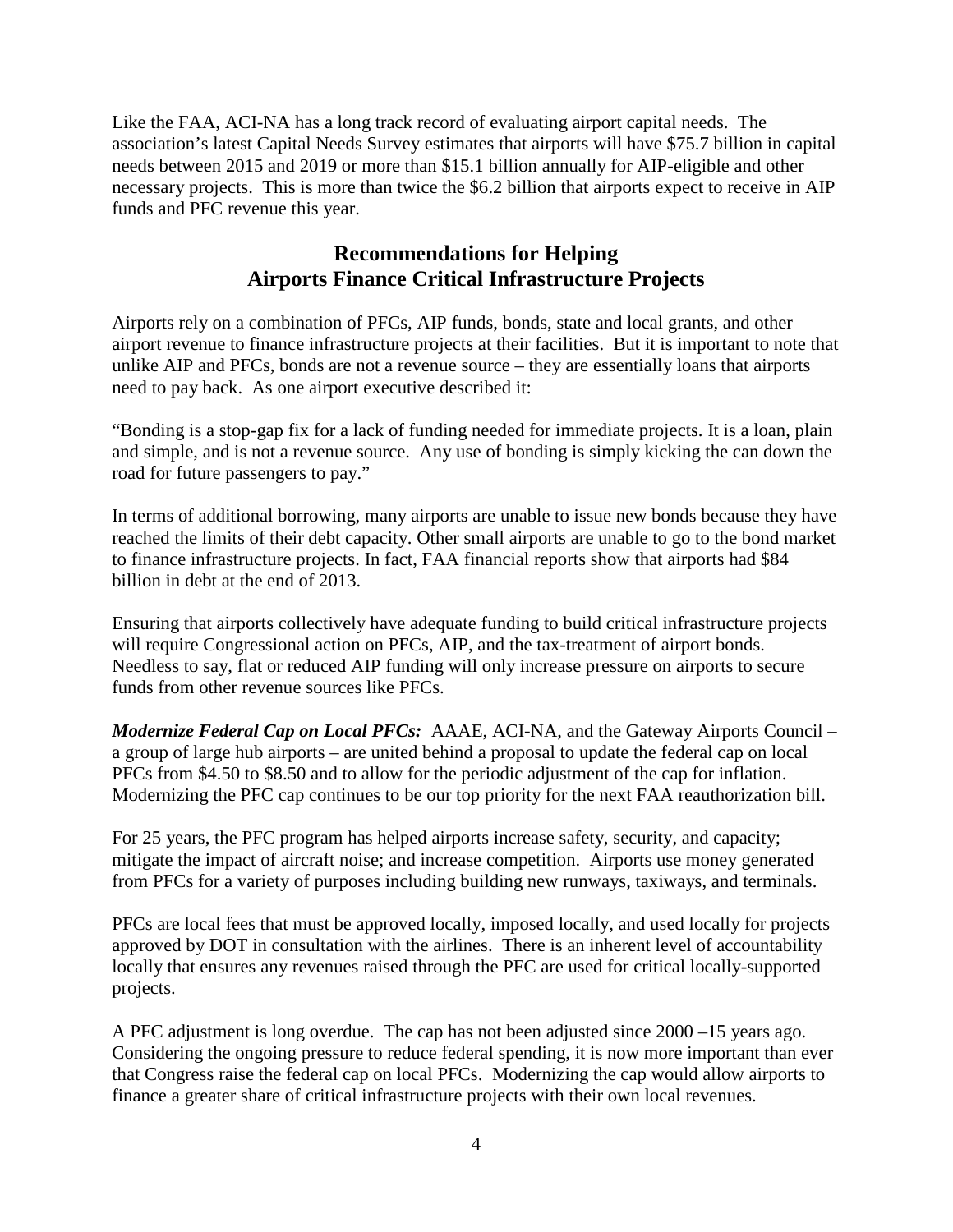Like the FAA, ACI-NA has a long track record of evaluating airport capital needs. The association's latest Capital Needs Survey estimates that airports will have $75.7 billion in capital needs between 2015 and 2019 or more than $15.1 billion annually for AIP-eligible and other necessary projects. This is more than twice the $6.2 billion that airports expect to receive in AIP funds and PFC revenue this year.

## Recommendations for Helping Airports Finance Critical Infrastructure Projects

Airports rely on a combination of PFCs, AIP funds, bonds, state and local grants, and other airport revenue to finance infrastructure projects at their facilities. But it is important to note that unlike AIP and PFCs, bonds are not a revenue source – they are essentially loans that airports need to pay back. As one airport executive described it:

"Bonding is a stop-gap fix for a lack of funding needed for immediate projects. It is a loan, plain and simple, and is not a revenue source. Any use of bonding is simply kicking the can down the road for future passengers to pay."

In terms of additional borrowing, many airports are unable to issue new bonds because they have reached the limits of their debt capacity. Other small airports are unable to go to the bond market to finance infrastructure projects. In fact, FAA financial reports show that airports had $84 billion in debt at the end of 2013.

Ensuring that airports collectively have adequate funding to build critical infrastructure projects will require Congressional action on PFCs, AIP, and the tax-treatment of airport bonds. Needless to say, flat or reduced AIP funding will only increase pressure on airports to secure funds from other revenue sources like PFCs.

***Modernize Federal Cap on Local PFCs:*** AAAE, ACI-NA, and the Gateway Airports Council – a group of large hub airports – are united behind a proposal to update the federal cap on local PFCs from $4.50 to $8.50 and to allow for the periodic adjustment of the cap for inflation. Modernizing the PFC cap continues to be our top priority for the next FAA reauthorization bill.

For 25 years, the PFC program has helped airports increase safety, security, and capacity; mitigate the impact of aircraft noise; and increase competition. Airports use money generated from PFCs for a variety of purposes including building new runways, taxiways, and terminals.

PFCs are local fees that must be approved locally, imposed locally, and used locally for projects approved by DOT in consultation with the airlines. There is an inherent level of accountability locally that ensures any revenues raised through the PFC are used for critical locally-supported projects.

A PFC adjustment is long overdue. The cap has not been adjusted since 2000 –15 years ago. Considering the ongoing pressure to reduce federal spending, it is now more important than ever that Congress raise the federal cap on local PFCs. Modernizing the cap would allow airports to finance a greater share of critical infrastructure projects with their own local revenues.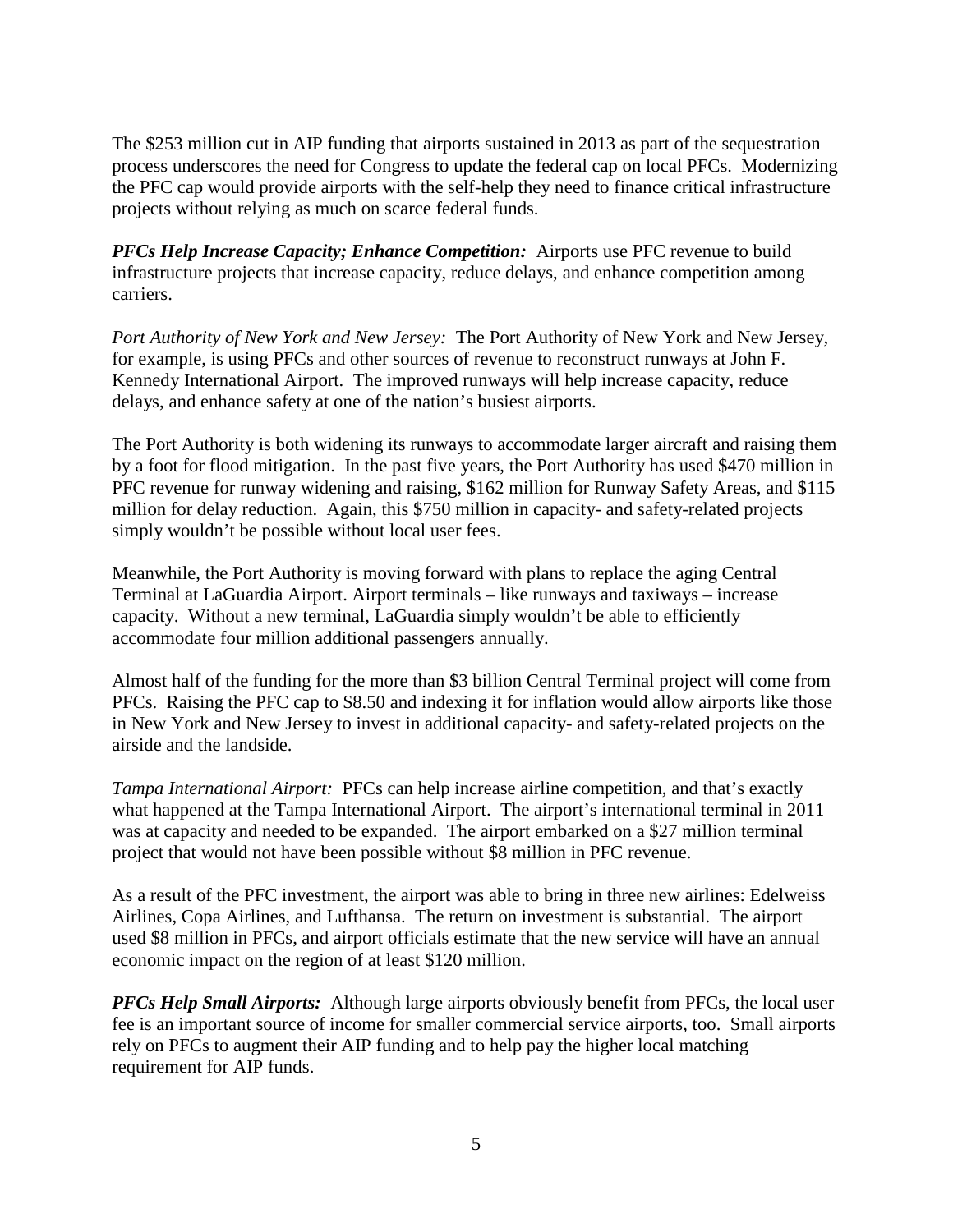The $253 million cut in AIP funding that airports sustained in 2013 as part of the sequestration process underscores the need for Congress to update the federal cap on local PFCs. Modernizing the PFC cap would provide airports with the self-help they need to finance critical infrastructure projects without relying as much on scarce federal funds.

***PFCs Help Increase Capacity; Enhance Competition:*** Airports use PFC revenue to build infrastructure projects that increase capacity, reduce delays, and enhance competition among carriers.

*Port Authority of New York and New Jersey:* The Port Authority of New York and New Jersey, for example, is using PFCs and other sources of revenue to reconstruct runways at John F. Kennedy International Airport. The improved runways will help increase capacity, reduce delays, and enhance safety at one of the nation's busiest airports.

The Port Authority is both widening its runways to accommodate larger aircraft and raising them by a foot for flood mitigation. In the past five years, the Port Authority has used $470 million in PFC revenue for runway widening and raising, $162 million for Runway Safety Areas, and $115 million for delay reduction. Again, this $750 million in capacity- and safety-related projects simply wouldn't be possible without local user fees.

Meanwhile, the Port Authority is moving forward with plans to replace the aging Central Terminal at LaGuardia Airport. Airport terminals – like runways and taxiways – increase capacity. Without a new terminal, LaGuardia simply wouldn't be able to efficiently accommodate four million additional passengers annually.

Almost half of the funding for the more than $3 billion Central Terminal project will come from PFCs. Raising the PFC cap to $8.50 and indexing it for inflation would allow airports like those in New York and New Jersey to invest in additional capacity- and safety-related projects on the airside and the landside.

*Tampa International Airport:* PFCs can help increase airline competition, and that's exactly what happened at the Tampa International Airport. The airport's international terminal in 2011 was at capacity and needed to be expanded. The airport embarked on a $27 million terminal project that would not have been possible without $8 million in PFC revenue.

As a result of the PFC investment, the airport was able to bring in three new airlines: Edelweiss Airlines, Copa Airlines, and Lufthansa. The return on investment is substantial. The airport used $8 million in PFCs, and airport officials estimate that the new service will have an annual economic impact on the region of at least $120 million.

***PFCs Help Small Airports:*** Although large airports obviously benefit from PFCs, the local user fee is an important source of income for smaller commercial service airports, too. Small airports rely on PFCs to augment their AIP funding and to help pay the higher local matching requirement for AIP funds.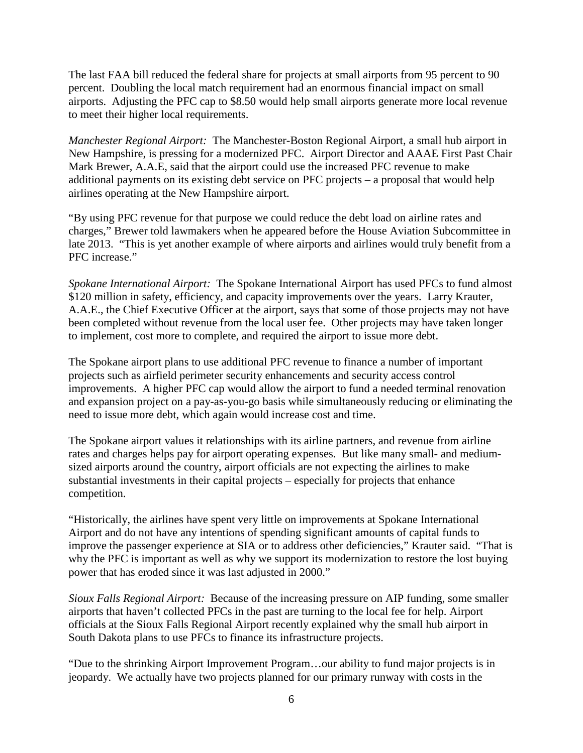The last FAA bill reduced the federal share for projects at small airports from 95 percent to 90 percent. Doubling the local match requirement had an enormous financial impact on small airports. Adjusting the PFC cap to $8.50 would help small airports generate more local revenue to meet their higher local requirements.

*Manchester Regional Airport:* The Manchester-Boston Regional Airport, a small hub airport in New Hampshire, is pressing for a modernized PFC. Airport Director and AAAE First Past Chair Mark Brewer, A.A.E, said that the airport could use the increased PFC revenue to make additional payments on its existing debt service on PFC projects – a proposal that would help airlines operating at the New Hampshire airport.

"By using PFC revenue for that purpose we could reduce the debt load on airline rates and charges," Brewer told lawmakers when he appeared before the House Aviation Subcommittee in late 2013. "This is yet another example of where airports and airlines would truly benefit from a PFC increase."

*Spokane International Airport:* The Spokane International Airport has used PFCs to fund almost $120 million in safety, efficiency, and capacity improvements over the years. Larry Krauter, A.A.E., the Chief Executive Officer at the airport, says that some of those projects may not have been completed without revenue from the local user fee. Other projects may have taken longer to implement, cost more to complete, and required the airport to issue more debt.

The Spokane airport plans to use additional PFC revenue to finance a number of important projects such as airfield perimeter security enhancements and security access control improvements. A higher PFC cap would allow the airport to fund a needed terminal renovation and expansion project on a pay-as-you-go basis while simultaneously reducing or eliminating the need to issue more debt, which again would increase cost and time.

The Spokane airport values it relationships with its airline partners, and revenue from airline rates and charges helps pay for airport operating expenses. But like many small- and medium-sized airports around the country, airport officials are not expecting the airlines to make substantial investments in their capital projects – especially for projects that enhance competition.

"Historically, the airlines have spent very little on improvements at Spokane International Airport and do not have any intentions of spending significant amounts of capital funds to improve the passenger experience at SIA or to address other deficiencies," Krauter said. "That is why the PFC is important as well as why we support its modernization to restore the lost buying power that has eroded since it was last adjusted in 2000."

*Sioux Falls Regional Airport:* Because of the increasing pressure on AIP funding, some smaller airports that haven't collected PFCs in the past are turning to the local fee for help. Airport officials at the Sioux Falls Regional Airport recently explained why the small hub airport in South Dakota plans to use PFCs to finance its infrastructure projects.

"Due to the shrinking Airport Improvement Program…our ability to fund major projects is in jeopardy. We actually have two projects planned for our primary runway with costs in the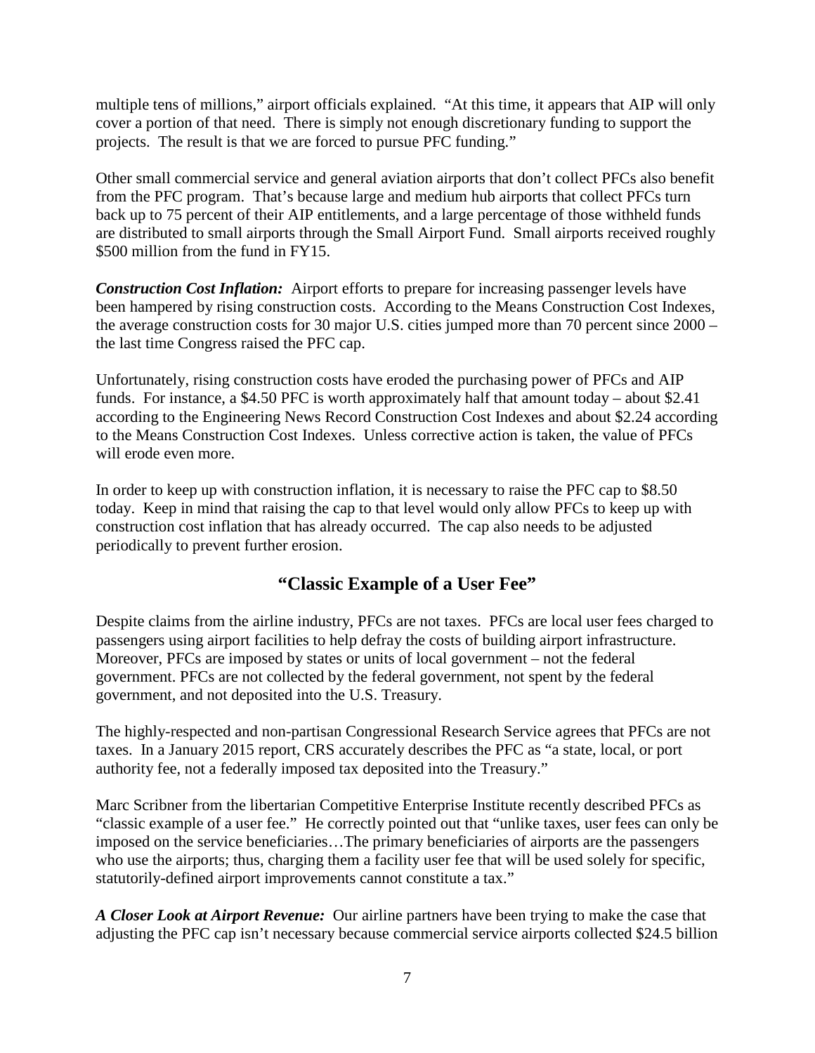multiple tens of millions," airport officials explained. "At this time, it appears that AIP will only cover a portion of that need. There is simply not enough discretionary funding to support the projects. The result is that we are forced to pursue PFC funding."

Other small commercial service and general aviation airports that don't collect PFCs also benefit from the PFC program. That's because large and medium hub airports that collect PFCs turn back up to 75 percent of their AIP entitlements, and a large percentage of those withheld funds are distributed to small airports through the Small Airport Fund. Small airports received roughly \$500 million from the fund in FY15.

***Construction Cost Inflation:*** Airport efforts to prepare for increasing passenger levels have been hampered by rising construction costs. According to the Means Construction Cost Indexes, the average construction costs for 30 major U.S. cities jumped more than 70 percent since 2000 – the last time Congress raised the PFC cap.

Unfortunately, rising construction costs have eroded the purchasing power of PFCs and AIP funds. For instance, a \$4.50 PFC is worth approximately half that amount today – about \$2.41 according to the Engineering News Record Construction Cost Indexes and about \$2.24 according to the Means Construction Cost Indexes. Unless corrective action is taken, the value of PFCs will erode even more.

In order to keep up with construction inflation, it is necessary to raise the PFC cap to \$8.50 today. Keep in mind that raising the cap to that level would only allow PFCs to keep up with construction cost inflation that has already occurred. The cap also needs to be adjusted periodically to prevent further erosion.

## "Classic Example of a User Fee"

Despite claims from the airline industry, PFCs are not taxes. PFCs are local user fees charged to passengers using airport facilities to help defray the costs of building airport infrastructure. Moreover, PFCs are imposed by states or units of local government – not the federal government. PFCs are not collected by the federal government, not spent by the federal government, and not deposited into the U.S. Treasury.

The highly-respected and non-partisan Congressional Research Service agrees that PFCs are not taxes. In a January 2015 report, CRS accurately describes the PFC as "a state, local, or port authority fee, not a federally imposed tax deposited into the Treasury."

Marc Scribner from the libertarian Competitive Enterprise Institute recently described PFCs as "classic example of a user fee." He correctly pointed out that "unlike taxes, user fees can only be imposed on the service beneficiaries…The primary beneficiaries of airports are the passengers who use the airports; thus, charging them a facility user fee that will be used solely for specific, statutorily-defined airport improvements cannot constitute a tax."

***A Closer Look at Airport Revenue:*** Our airline partners have been trying to make the case that adjusting the PFC cap isn't necessary because commercial service airports collected \$24.5 billion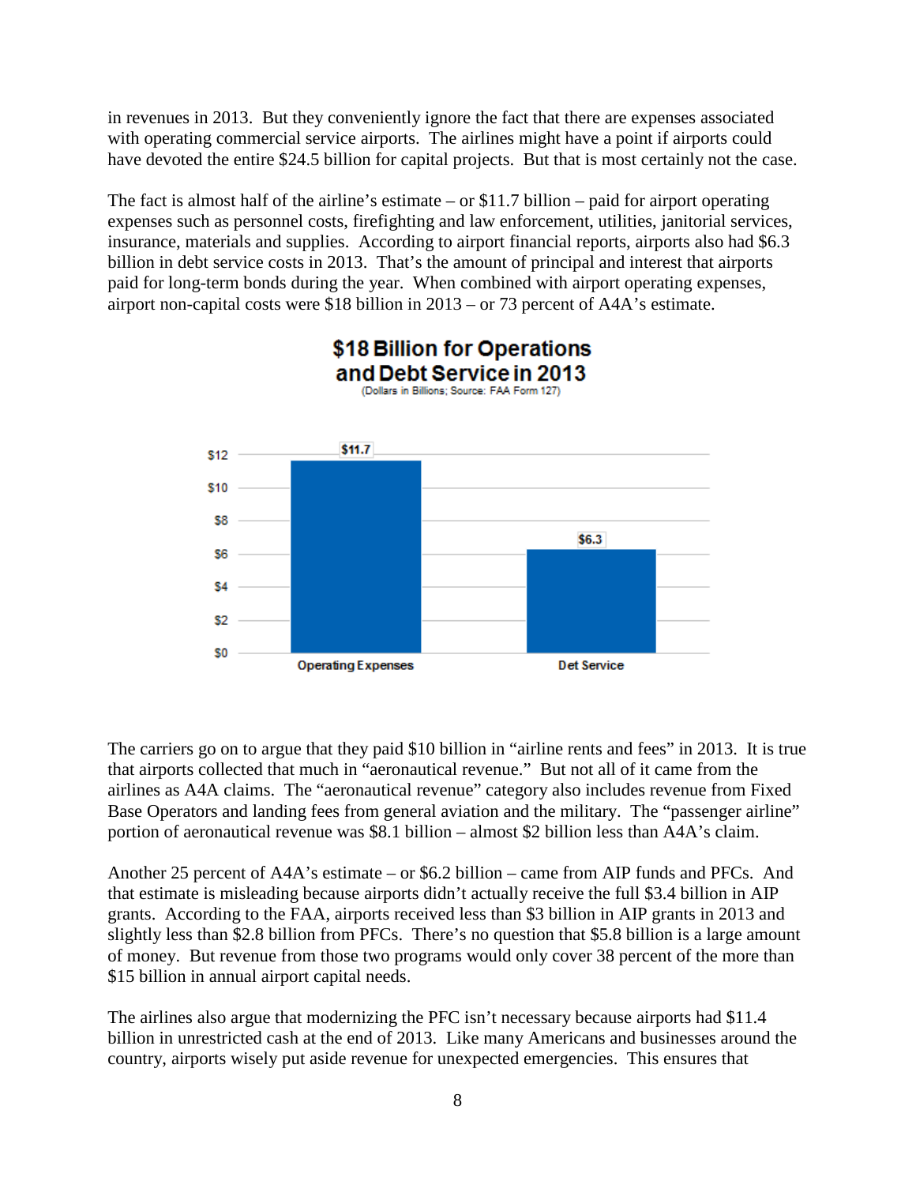in revenues in 2013. But they conveniently ignore the fact that there are expenses associated with operating commercial service airports. The airlines might have a point if airports could have devoted the entire $24.5 billion for capital projects. But that is most certainly not the case.

The fact is almost half of the airline's estimate – or $11.7 billion – paid for airport operating expenses such as personnel costs, firefighting and law enforcement, utilities, janitorial services, insurance, materials and supplies. According to airport financial reports, airports also had $6.3 billion in debt service costs in 2013. That's the amount of principal and interest that airports paid for long-term bonds during the year. When combined with airport operating expenses, airport non-capital costs were $18 billion in 2013 – or 73 percent of A4A's estimate.

**$18 Billion for Operations and Debt Service in 2013**

(Dollars in Billions; Source: FAA Form 127)

| Category | Amount |
|---|---|
| Operating Expenses | $11.7 |
| Det Service | $6.3 |

The carriers go on to argue that they paid $10 billion in "airline rents and fees" in 2013. It is true that airports collected that much in "aeronautical revenue." But not all of it came from the airlines as A4A claims. The "aeronautical revenue" category also includes revenue from Fixed Base Operators and landing fees from general aviation and the military. The "passenger airline" portion of aeronautical revenue was $8.1 billion – almost $2 billion less than A4A's claim.

Another 25 percent of A4A's estimate – or $6.2 billion – came from AIP funds and PFCs. And that estimate is misleading because airports didn't actually receive the full $3.4 billion in AIP grants. According to the FAA, airports received less than $3 billion in AIP grants in 2013 and slightly less than $2.8 billion from PFCs. There's no question that $5.8 billion is a large amount of money. But revenue from those two programs would only cover 38 percent of the more than $15 billion in annual airport capital needs.

The airlines also argue that modernizing the PFC isn't necessary because airports had $11.4 billion in unrestricted cash at the end of 2013. Like many Americans and businesses around the country, airports wisely put aside revenue for unexpected emergencies. This ensures that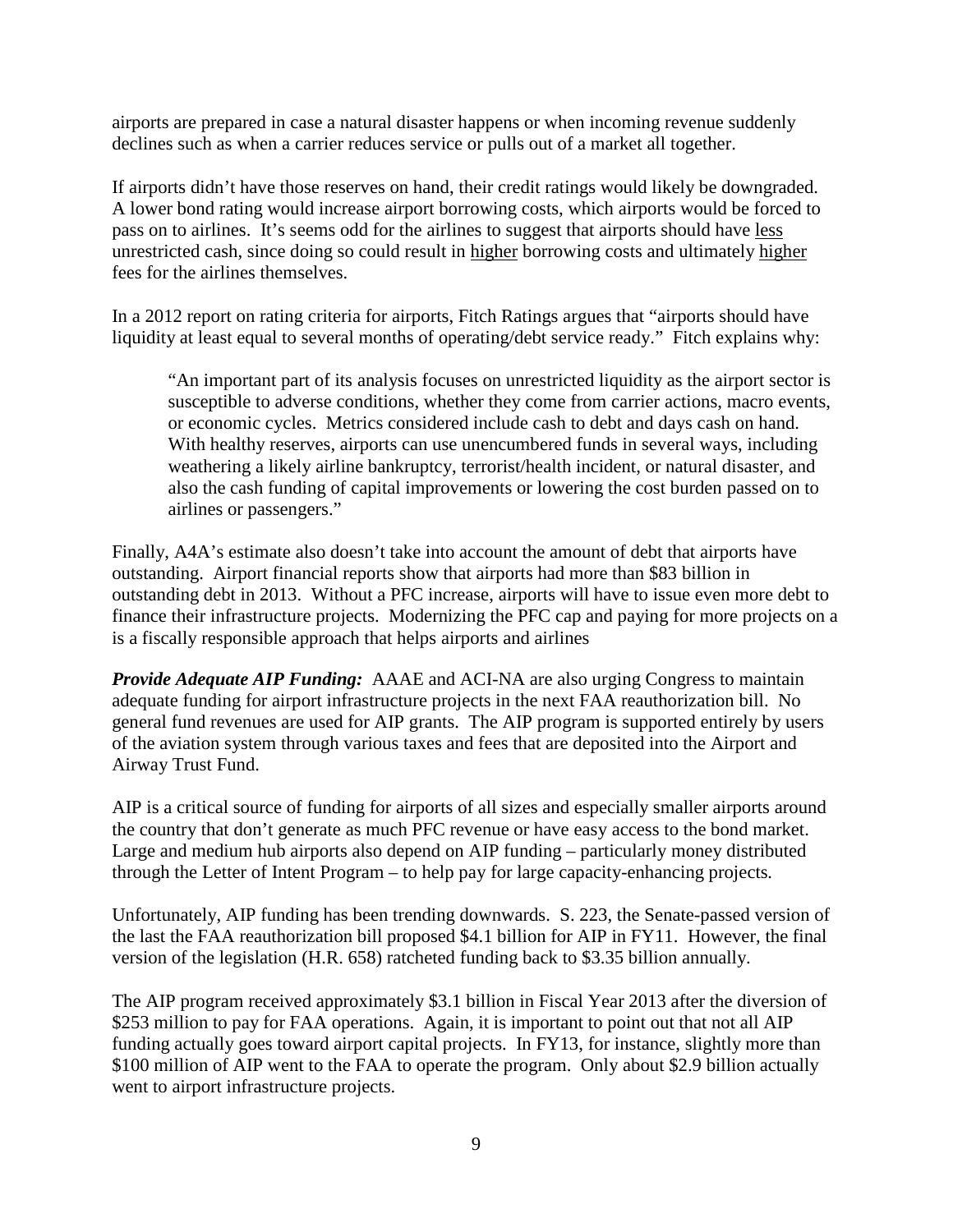airports are prepared in case a natural disaster happens or when incoming revenue suddenly declines such as when a carrier reduces service or pulls out of a market all together.

If airports didn't have those reserves on hand, their credit ratings would likely be downgraded. A lower bond rating would increase airport borrowing costs, which airports would be forced to pass on to airlines. It's seems odd for the airlines to suggest that airports should have <u>less</u> unrestricted cash, since doing so could result in <u>higher</u> borrowing costs and ultimately <u>higher</u> fees for the airlines themselves.

In a 2012 report on rating criteria for airports, Fitch Ratings argues that "airports should have liquidity at least equal to several months of operating/debt service ready." Fitch explains why:

> "An important part of its analysis focuses on unrestricted liquidity as the airport sector is susceptible to adverse conditions, whether they come from carrier actions, macro events, or economic cycles. Metrics considered include cash to debt and days cash on hand. With healthy reserves, airports can use unencumbered funds in several ways, including weathering a likely airline bankruptcy, terrorist/health incident, or natural disaster, and also the cash funding of capital improvements or lowering the cost burden passed on to airlines or passengers."

Finally, A4A's estimate also doesn't take into account the amount of debt that airports have outstanding. Airport financial reports show that airports had more than $83 billion in outstanding debt in 2013. Without a PFC increase, airports will have to issue even more debt to finance their infrastructure projects. Modernizing the PFC cap and paying for more projects on a is a fiscally responsible approach that helps airports and airlines

***Provide Adequate AIP Funding:*** AAAE and ACI-NA are also urging Congress to maintain adequate funding for airport infrastructure projects in the next FAA reauthorization bill. No general fund revenues are used for AIP grants. The AIP program is supported entirely by users of the aviation system through various taxes and fees that are deposited into the Airport and Airway Trust Fund.

AIP is a critical source of funding for airports of all sizes and especially smaller airports around the country that don't generate as much PFC revenue or have easy access to the bond market. Large and medium hub airports also depend on AIP funding – particularly money distributed through the Letter of Intent Program – to help pay for large capacity-enhancing projects.

Unfortunately, AIP funding has been trending downwards. S. 223, the Senate-passed version of the last the FAA reauthorization bill proposed $4.1 billion for AIP in FY11. However, the final version of the legislation (H.R. 658) ratcheted funding back to $3.35 billion annually.

The AIP program received approximately $3.1 billion in Fiscal Year 2013 after the diversion of $253 million to pay for FAA operations. Again, it is important to point out that not all AIP funding actually goes toward airport capital projects. In FY13, for instance, slightly more than $100 million of AIP went to the FAA to operate the program. Only about $2.9 billion actually went to airport infrastructure projects.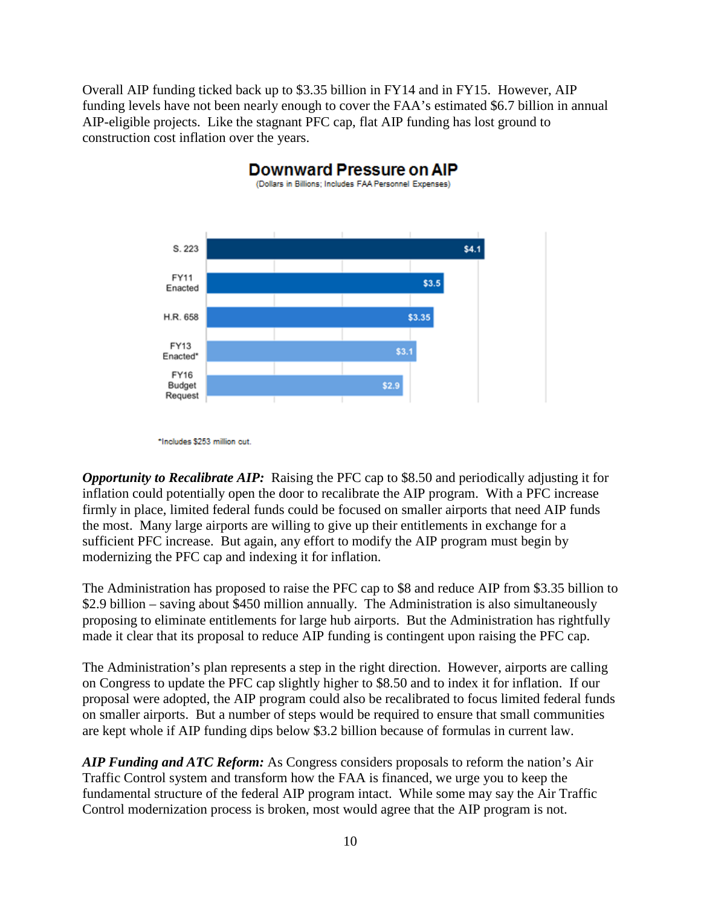Overall AIP funding ticked back up to $3.35 billion in FY14 and in FY15. However, AIP funding levels have not been nearly enough to cover the FAA's estimated $6.7 billion in annual AIP-eligible projects. Like the stagnant PFC cap, flat AIP funding has lost ground to construction cost inflation over the years.

**Downward Pressure on AIP**

(Dollars in Billions; Includes FAA Personnel Expenses)

| | |
|---|---|
| S. 223 | $4.1 |
| FY11 Enacted | $3.5 |
| H.R. 658 | $3.35 |
| FY13 Enacted* | $3.1 |
| FY16 Budget Request | $2.9 |

*Includes $253 million cut.

***Opportunity to Recalibrate AIP:*** Raising the PFC cap to $8.50 and periodically adjusting it for inflation could potentially open the door to recalibrate the AIP program. With a PFC increase firmly in place, limited federal funds could be focused on smaller airports that need AIP funds the most. Many large airports are willing to give up their entitlements in exchange for a sufficient PFC increase. But again, any effort to modify the AIP program must begin by modernizing the PFC cap and indexing it for inflation.

The Administration has proposed to raise the PFC cap to $8 and reduce AIP from $3.35 billion to $2.9 billion – saving about $450 million annually. The Administration is also simultaneously proposing to eliminate entitlements for large hub airports. But the Administration has rightfully made it clear that its proposal to reduce AIP funding is contingent upon raising the PFC cap.

The Administration's plan represents a step in the right direction. However, airports are calling on Congress to update the PFC cap slightly higher to $8.50 and to index it for inflation. If our proposal were adopted, the AIP program could also be recalibrated to focus limited federal funds on smaller airports. But a number of steps would be required to ensure that small communities are kept whole if AIP funding dips below $3.2 billion because of formulas in current law.

***AIP Funding and ATC Reform:*** As Congress considers proposals to reform the nation's Air Traffic Control system and transform how the FAA is financed, we urge you to keep the fundamental structure of the federal AIP program intact. While some may say the Air Traffic Control modernization process is broken, most would agree that the AIP program is not.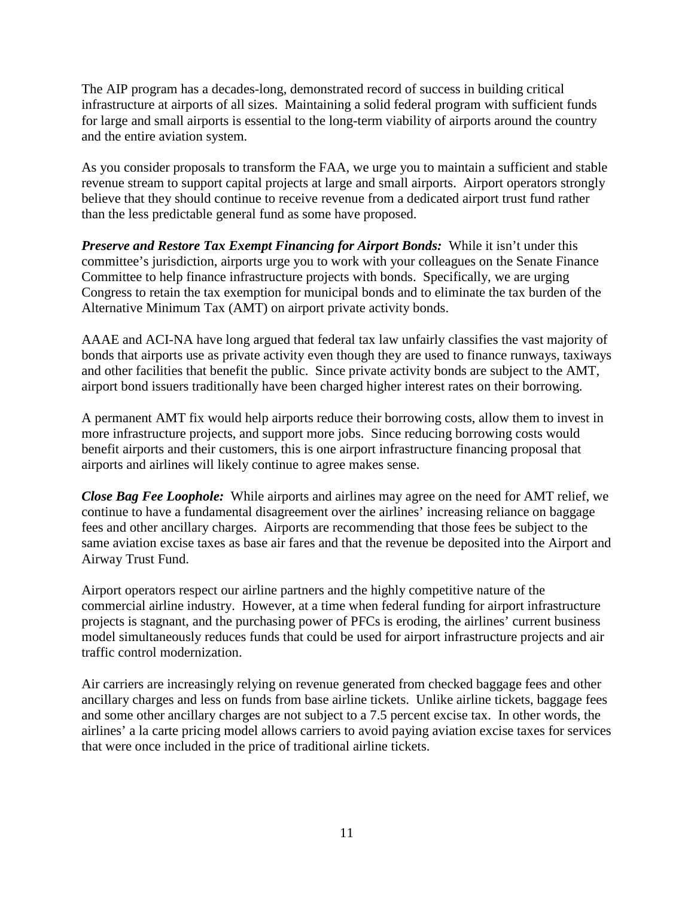The AIP program has a decades-long, demonstrated record of success in building critical infrastructure at airports of all sizes. Maintaining a solid federal program with sufficient funds for large and small airports is essential to the long-term viability of airports around the country and the entire aviation system.

As you consider proposals to transform the FAA, we urge you to maintain a sufficient and stable revenue stream to support capital projects at large and small airports. Airport operators strongly believe that they should continue to receive revenue from a dedicated airport trust fund rather than the less predictable general fund as some have proposed.

***Preserve and Restore Tax Exempt Financing for Airport Bonds:*** While it isn't under this committee's jurisdiction, airports urge you to work with your colleagues on the Senate Finance Committee to help finance infrastructure projects with bonds. Specifically, we are urging Congress to retain the tax exemption for municipal bonds and to eliminate the tax burden of the Alternative Minimum Tax (AMT) on airport private activity bonds.

AAAE and ACI-NA have long argued that federal tax law unfairly classifies the vast majority of bonds that airports use as private activity even though they are used to finance runways, taxiways and other facilities that benefit the public. Since private activity bonds are subject to the AMT, airport bond issuers traditionally have been charged higher interest rates on their borrowing.

A permanent AMT fix would help airports reduce their borrowing costs, allow them to invest in more infrastructure projects, and support more jobs. Since reducing borrowing costs would benefit airports and their customers, this is one airport infrastructure financing proposal that airports and airlines will likely continue to agree makes sense.

***Close Bag Fee Loophole:*** While airports and airlines may agree on the need for AMT relief, we continue to have a fundamental disagreement over the airlines' increasing reliance on baggage fees and other ancillary charges. Airports are recommending that those fees be subject to the same aviation excise taxes as base air fares and that the revenue be deposited into the Airport and Airway Trust Fund.

Airport operators respect our airline partners and the highly competitive nature of the commercial airline industry. However, at a time when federal funding for airport infrastructure projects is stagnant, and the purchasing power of PFCs is eroding, the airlines' current business model simultaneously reduces funds that could be used for airport infrastructure projects and air traffic control modernization.

Air carriers are increasingly relying on revenue generated from checked baggage fees and other ancillary charges and less on funds from base airline tickets. Unlike airline tickets, baggage fees and some other ancillary charges are not subject to a 7.5 percent excise tax. In other words, the airlines' a la carte pricing model allows carriers to avoid paying aviation excise taxes for services that were once included in the price of traditional airline tickets.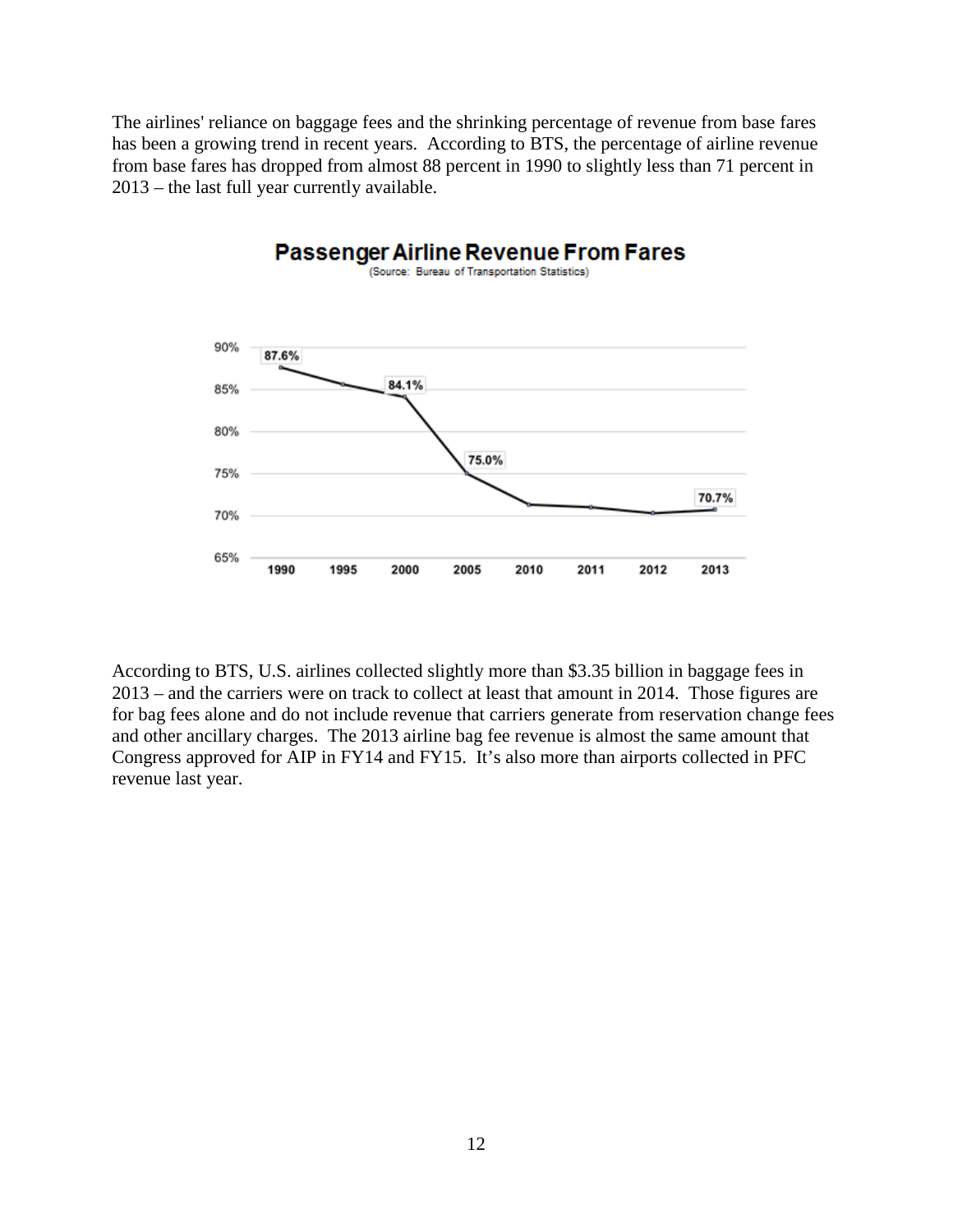The airlines' reliance on baggage fees and the shrinking percentage of revenue from base fares has been a growing trend in recent years. According to BTS, the percentage of airline revenue from base fares has dropped from almost 88 percent in 1990 to slightly less than 71 percent in 2013 – the last full year currently available.

**Passenger Airline Revenue From Fares**

(Source: Bureau of Transportation Statistics)

| Year | Percent |
|---|---|
| 1990 | 87.6% |
| 2000 | 84.1% |
| 2005 | 75.0% |
| 2013 | 70.7% |

According to BTS, U.S. airlines collected slightly more than $3.35 billion in baggage fees in 2013 – and the carriers were on track to collect at least that amount in 2014. Those figures are for bag fees alone and do not include revenue that carriers generate from reservation change fees and other ancillary charges. The 2013 airline bag fee revenue is almost the same amount that Congress approved for AIP in FY14 and FY15. It's also more than airports collected in PFC revenue last year.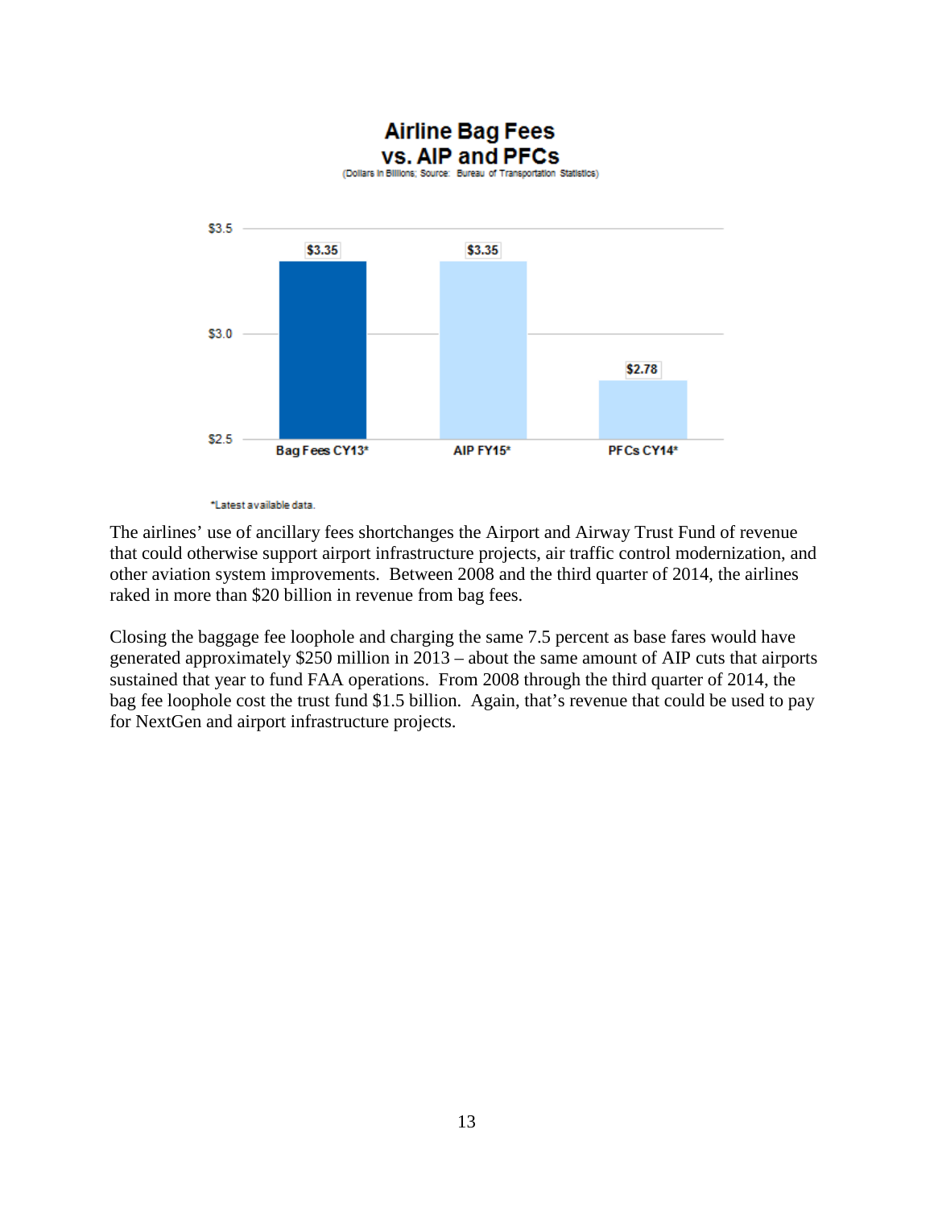**Airline Bag Fees vs. AIP and PFCs**

(Dollars in Billions; Source: Bureau of Transportation Statistics)

| | Bag Fees CY13* | AIP FY15* | PFCs CY14* |
|---|---|---|---|
| Dollars in Billions | $3.35 | $3.35 | $2.78 |

*Latest available data.

The airlines' use of ancillary fees shortchanges the Airport and Airway Trust Fund of revenue that could otherwise support airport infrastructure projects, air traffic control modernization, and other aviation system improvements. Between 2008 and the third quarter of 2014, the airlines raked in more than $20 billion in revenue from bag fees.

Closing the baggage fee loophole and charging the same 7.5 percent as base fares would have generated approximately $250 million in 2013 – about the same amount of AIP cuts that airports sustained that year to fund FAA operations. From 2008 through the third quarter of 2014, the bag fee loophole cost the trust fund $1.5 billion. Again, that's revenue that could be used to pay for NextGen and airport infrastructure projects.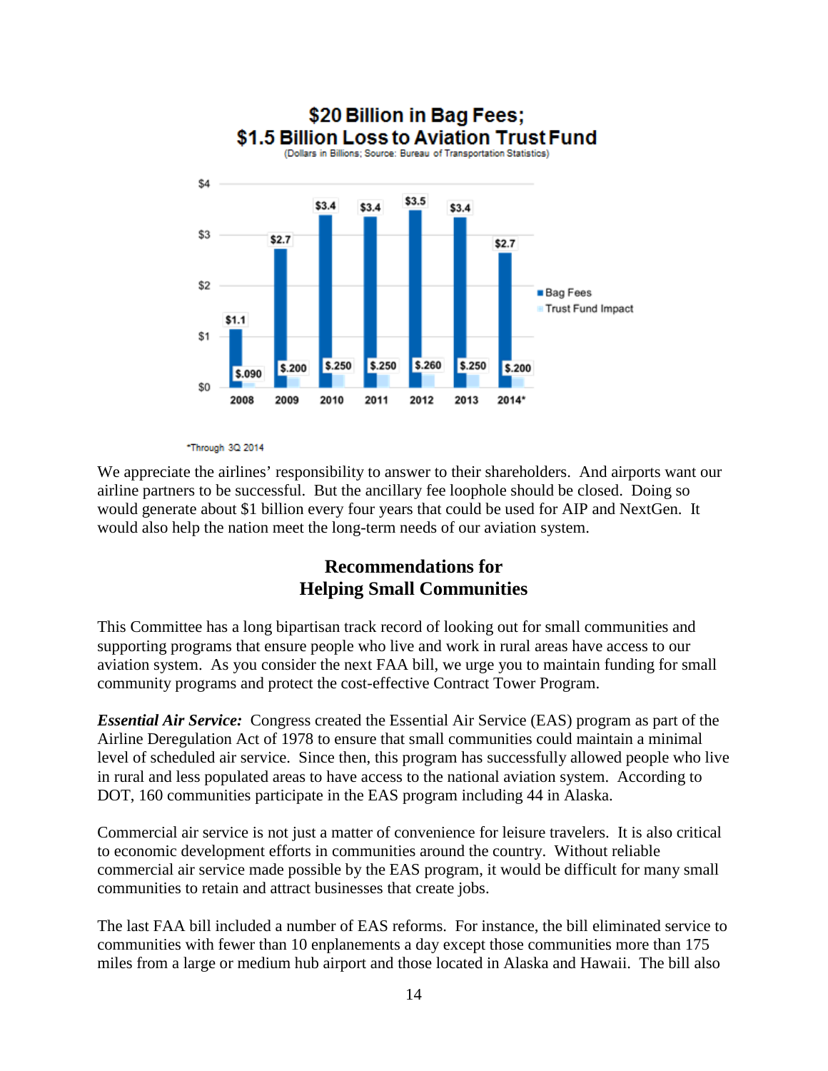## $20 Billion in Bag Fees; $1.5 Billion Loss to Aviation Trust Fund

(Dollars in Billions; Source: Bureau of Transportation Statistics)

| Year | Bag Fees | Trust Fund Impact |
|---|---|---|
| 2008 | $1.1 | $.090 |
| 2009 | $2.7 | $.200 |
| 2010 | $3.4 | $.250 |
| 2011 | $3.4 | $.250 |
| 2012 | $3.5 | $.260 |
| 2013 | $3.4 | $.250 |
| 2014* | $2.7 | $.200 |

*Through 3Q 2014

We appreciate the airlines' responsibility to answer to their shareholders. And airports want our airline partners to be successful. But the ancillary fee loophole should be closed. Doing so would generate about $1 billion every four years that could be used for AIP and NextGen. It would also help the nation meet the long-term needs of our aviation system.

## Recommendations for Helping Small Communities

This Committee has a long bipartisan track record of looking out for small communities and supporting programs that ensure people who live and work in rural areas have access to our aviation system. As you consider the next FAA bill, we urge you to maintain funding for small community programs and protect the cost-effective Contract Tower Program.

***Essential Air Service:*** Congress created the Essential Air Service (EAS) program as part of the Airline Deregulation Act of 1978 to ensure that small communities could maintain a minimal level of scheduled air service. Since then, this program has successfully allowed people who live in rural and less populated areas to have access to the national aviation system. According to DOT, 160 communities participate in the EAS program including 44 in Alaska.

Commercial air service is not just a matter of convenience for leisure travelers. It is also critical to economic development efforts in communities around the country. Without reliable commercial air service made possible by the EAS program, it would be difficult for many small communities to retain and attract businesses that create jobs.

The last FAA bill included a number of EAS reforms. For instance, the bill eliminated service to communities with fewer than 10 enplanements a day except those communities more than 175 miles from a large or medium hub airport and those located in Alaska and Hawaii. The bill also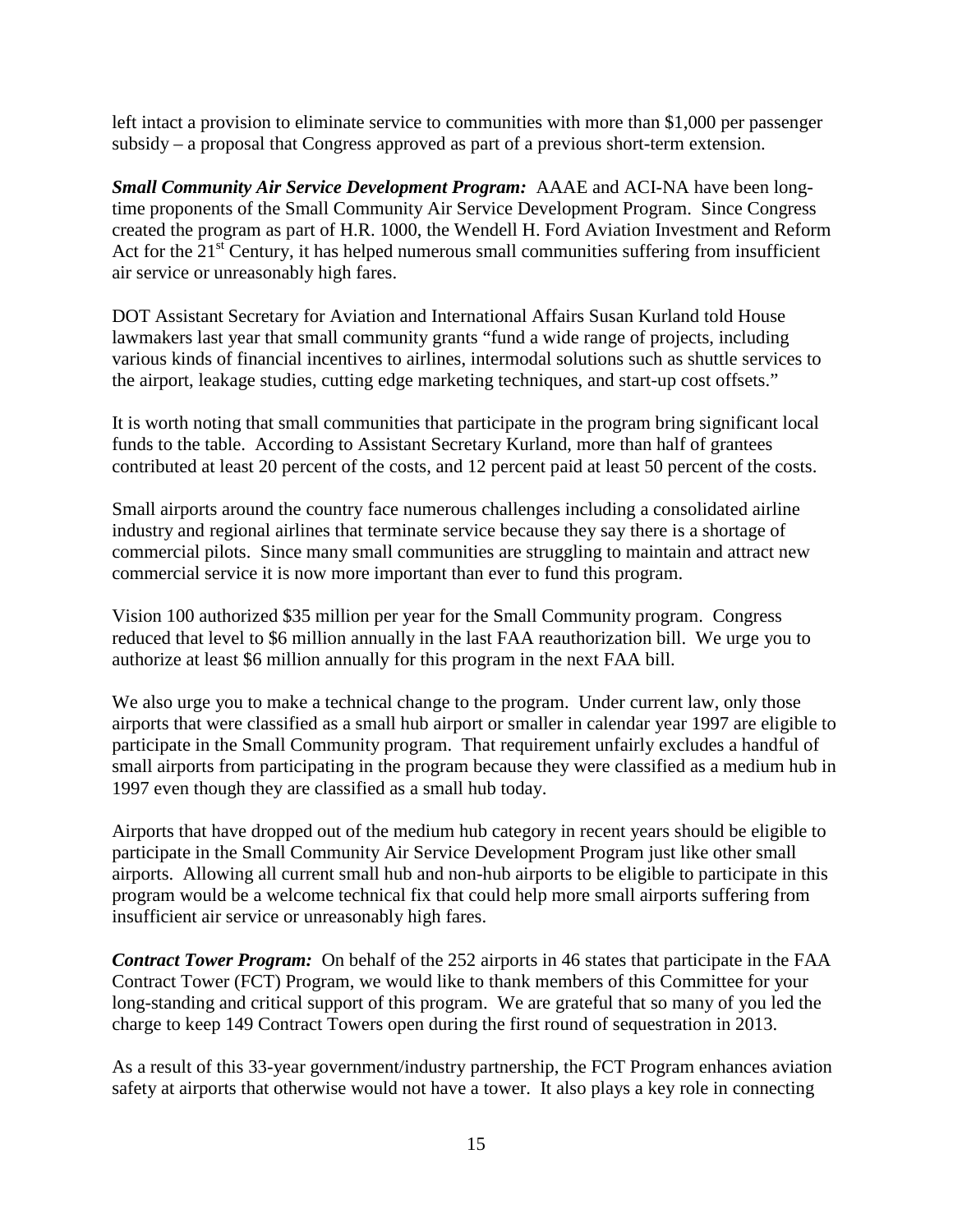left intact a provision to eliminate service to communities with more than $1,000 per passenger subsidy – a proposal that Congress approved as part of a previous short-term extension.

***Small Community Air Service Development Program:*** AAAE and ACI-NA have been long-time proponents of the Small Community Air Service Development Program. Since Congress created the program as part of H.R. 1000, the Wendell H. Ford Aviation Investment and Reform Act for the 21st Century, it has helped numerous small communities suffering from insufficient air service or unreasonably high fares.

DOT Assistant Secretary for Aviation and International Affairs Susan Kurland told House lawmakers last year that small community grants "fund a wide range of projects, including various kinds of financial incentives to airlines, intermodal solutions such as shuttle services to the airport, leakage studies, cutting edge marketing techniques, and start-up cost offsets."

It is worth noting that small communities that participate in the program bring significant local funds to the table. According to Assistant Secretary Kurland, more than half of grantees contributed at least 20 percent of the costs, and 12 percent paid at least 50 percent of the costs.

Small airports around the country face numerous challenges including a consolidated airline industry and regional airlines that terminate service because they say there is a shortage of commercial pilots. Since many small communities are struggling to maintain and attract new commercial service it is now more important than ever to fund this program.

Vision 100 authorized $35 million per year for the Small Community program. Congress reduced that level to $6 million annually in the last FAA reauthorization bill. We urge you to authorize at least $6 million annually for this program in the next FAA bill.

We also urge you to make a technical change to the program. Under current law, only those airports that were classified as a small hub airport or smaller in calendar year 1997 are eligible to participate in the Small Community program. That requirement unfairly excludes a handful of small airports from participating in the program because they were classified as a medium hub in 1997 even though they are classified as a small hub today.

Airports that have dropped out of the medium hub category in recent years should be eligible to participate in the Small Community Air Service Development Program just like other small airports. Allowing all current small hub and non-hub airports to be eligible to participate in this program would be a welcome technical fix that could help more small airports suffering from insufficient air service or unreasonably high fares.

***Contract Tower Program:*** On behalf of the 252 airports in 46 states that participate in the FAA Contract Tower (FCT) Program, we would like to thank members of this Committee for your long-standing and critical support of this program. We are grateful that so many of you led the charge to keep 149 Contract Towers open during the first round of sequestration in 2013.

As a result of this 33-year government/industry partnership, the FCT Program enhances aviation safety at airports that otherwise would not have a tower. It also plays a key role in connecting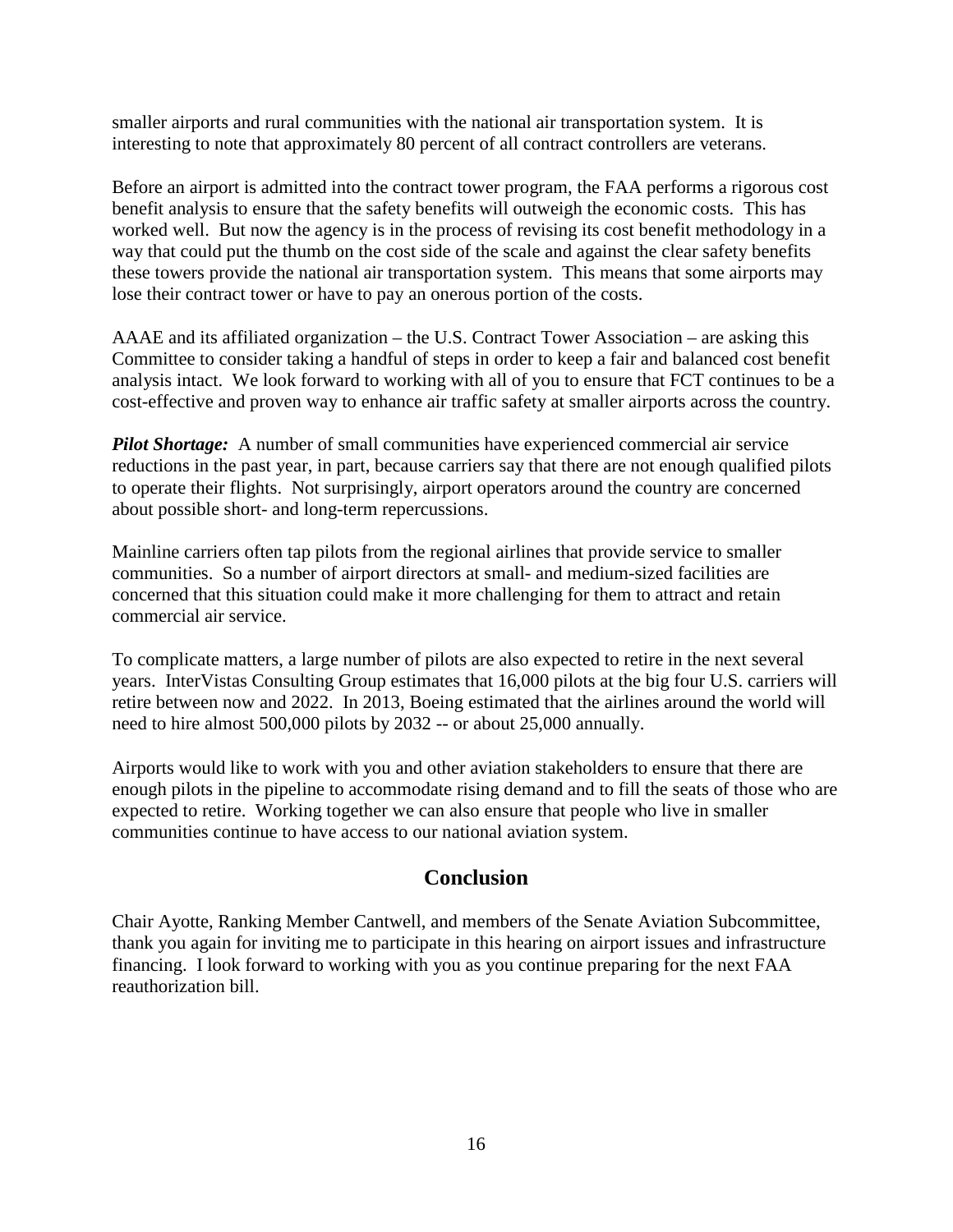smaller airports and rural communities with the national air transportation system. It is interesting to note that approximately 80 percent of all contract controllers are veterans.

Before an airport is admitted into the contract tower program, the FAA performs a rigorous cost benefit analysis to ensure that the safety benefits will outweigh the economic costs. This has worked well. But now the agency is in the process of revising its cost benefit methodology in a way that could put the thumb on the cost side of the scale and against the clear safety benefits these towers provide the national air transportation system. This means that some airports may lose their contract tower or have to pay an onerous portion of the costs.

AAAE and its affiliated organization – the U.S. Contract Tower Association – are asking this Committee to consider taking a handful of steps in order to keep a fair and balanced cost benefit analysis intact. We look forward to working with all of you to ensure that FCT continues to be a cost-effective and proven way to enhance air traffic safety at smaller airports across the country.

***Pilot Shortage:*** A number of small communities have experienced commercial air service reductions in the past year, in part, because carriers say that there are not enough qualified pilots to operate their flights. Not surprisingly, airport operators around the country are concerned about possible short- and long-term repercussions.

Mainline carriers often tap pilots from the regional airlines that provide service to smaller communities. So a number of airport directors at small- and medium-sized facilities are concerned that this situation could make it more challenging for them to attract and retain commercial air service.

To complicate matters, a large number of pilots are also expected to retire in the next several years. InterVistas Consulting Group estimates that 16,000 pilots at the big four U.S. carriers will retire between now and 2022. In 2013, Boeing estimated that the airlines around the world will need to hire almost 500,000 pilots by 2032 -- or about 25,000 annually.

Airports would like to work with you and other aviation stakeholders to ensure that there are enough pilots in the pipeline to accommodate rising demand and to fill the seats of those who are expected to retire. Working together we can also ensure that people who live in smaller communities continue to have access to our national aviation system.

## Conclusion

Chair Ayotte, Ranking Member Cantwell, and members of the Senate Aviation Subcommittee, thank you again for inviting me to participate in this hearing on airport issues and infrastructure financing. I look forward to working with you as you continue preparing for the next FAA reauthorization bill.